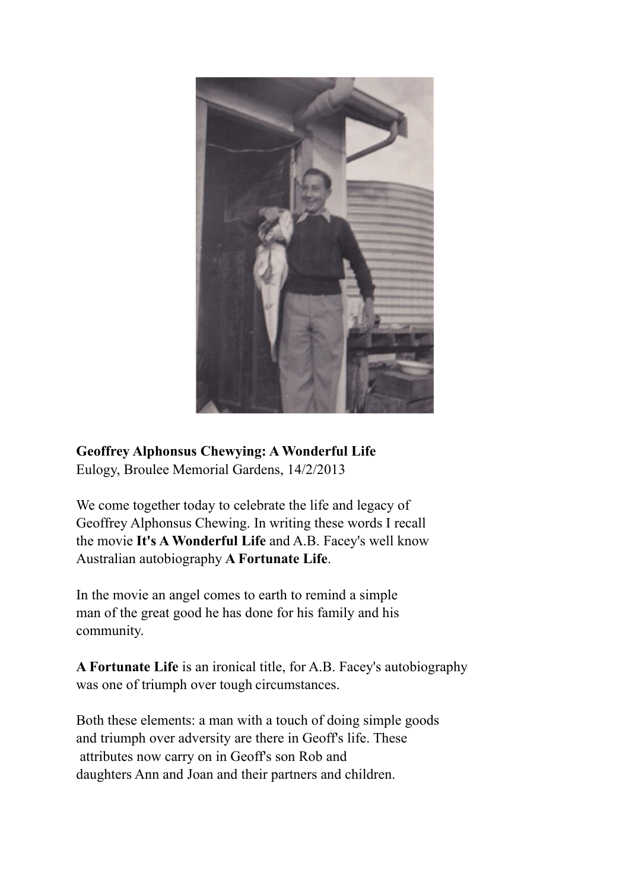**Geoffrey Alphonsus Chewying: A Wonderful Life**
Eulogy, Broulee Memorial Gardens, 14/2/2013

We come together today to celebrate the life and legacy of Geoffrey Alphonsus Chewing. In writing these words I recall the movie **It's A Wonderful Life** and A.B. Facey's well know Australian autobiography **A Fortunate Life**.

In the movie an angel comes to earth to remind a simple man of the great good he has done for his family and his community.

**A Fortunate Life** is an ironical title, for A.B. Facey's autobiography was one of triumph over tough circumstances.

Both these elements: a man with a touch of doing simple goods and triumph over adversity are there in Geoff's life. These attributes now carry on in Geoff's son Rob and daughters Ann and Joan and their partners and children.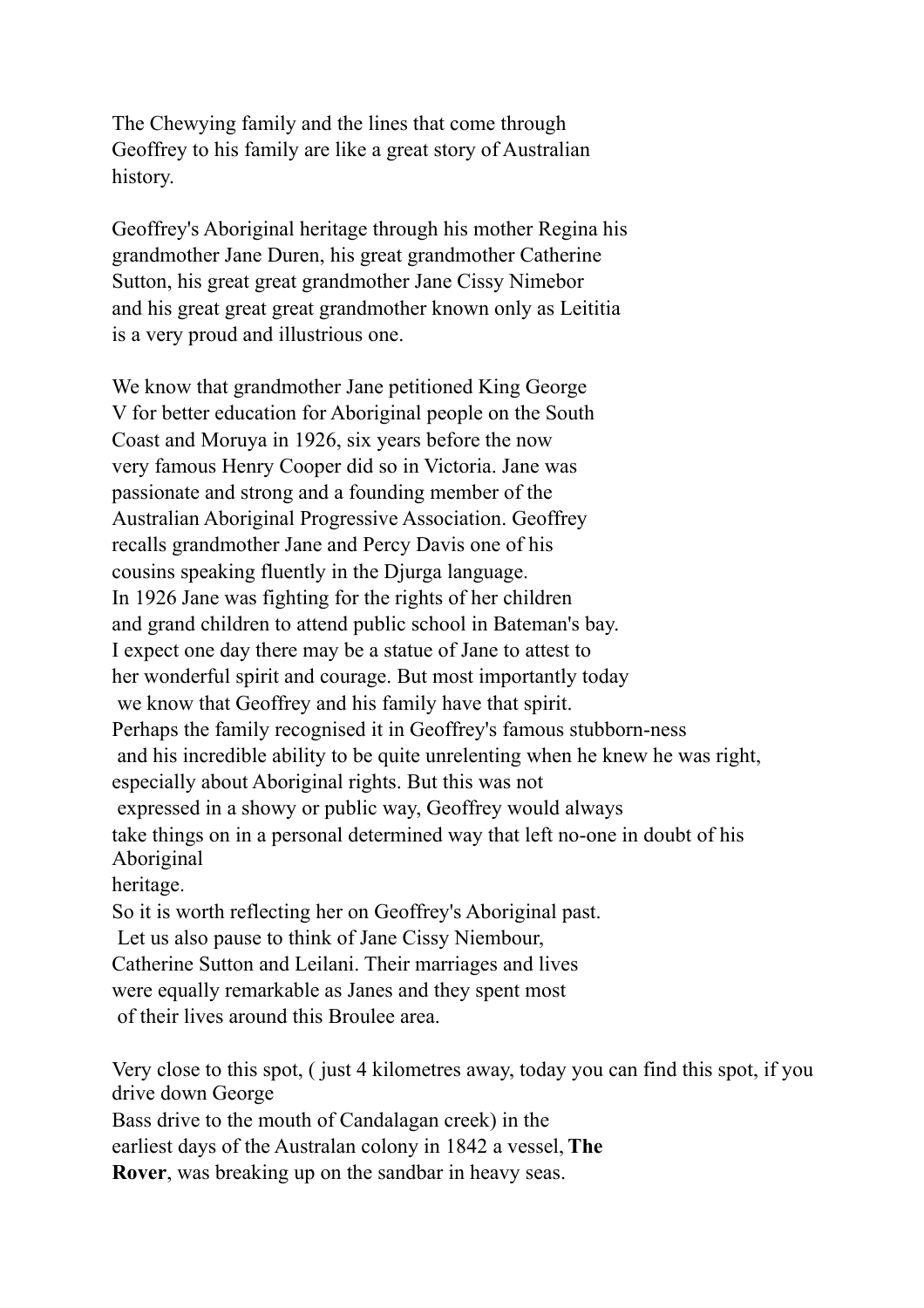The Chewying family and the lines that come through Geoffrey to his family are like a great story of Australian history.

Geoffrey's Aboriginal heritage through his mother Regina his grandmother Jane Duren, his great grandmother Catherine Sutton, his great great grandmother Jane Cissy Nimebor and his great great great grandmother known only as Leititia is a very proud and illustrious one.

We know that grandmother Jane petitioned King George V for better education for Aboriginal people on the South Coast and Moruya in 1926, six years before the now very famous Henry Cooper did so in Victoria. Jane was passionate and strong and a founding member of the Australian Aboriginal Progressive Association. Geoffrey recalls grandmother Jane and Percy Davis one of his cousins speaking fluently in the Djurga language.
In 1926 Jane was fighting for the rights of her children and grand children to attend public school in Bateman's bay.
I expect one day there may be a statue of Jane to attest to her wonderful spirit and courage. But most importantly today we know that Geoffrey and his family have that spirit.
Perhaps the family recognised it in Geoffrey's famous stubborn-ness and his incredible ability to be quite unrelenting when he knew he was right, especially about Aboriginal rights. But this was not expressed in a showy or public way, Geoffrey would always take things on in a personal determined way that left no-one in doubt of his Aboriginal heritage.
So it is worth reflecting her on Geoffrey's Aboriginal past.
Let us also pause to think of Jane Cissy Niembour, Catherine Sutton and Leilani. Their marriages and lives were equally remarkable as Janes and they spent most of their lives around this Broulee area.

Very close to this spot, ( just 4 kilometres away, today you can find this spot, if you drive down George Bass drive to the mouth of Candalagan creek) in the earliest days of the Australan colony in 1842 a vessel, **The Rover**, was breaking up on the sandbar in heavy seas.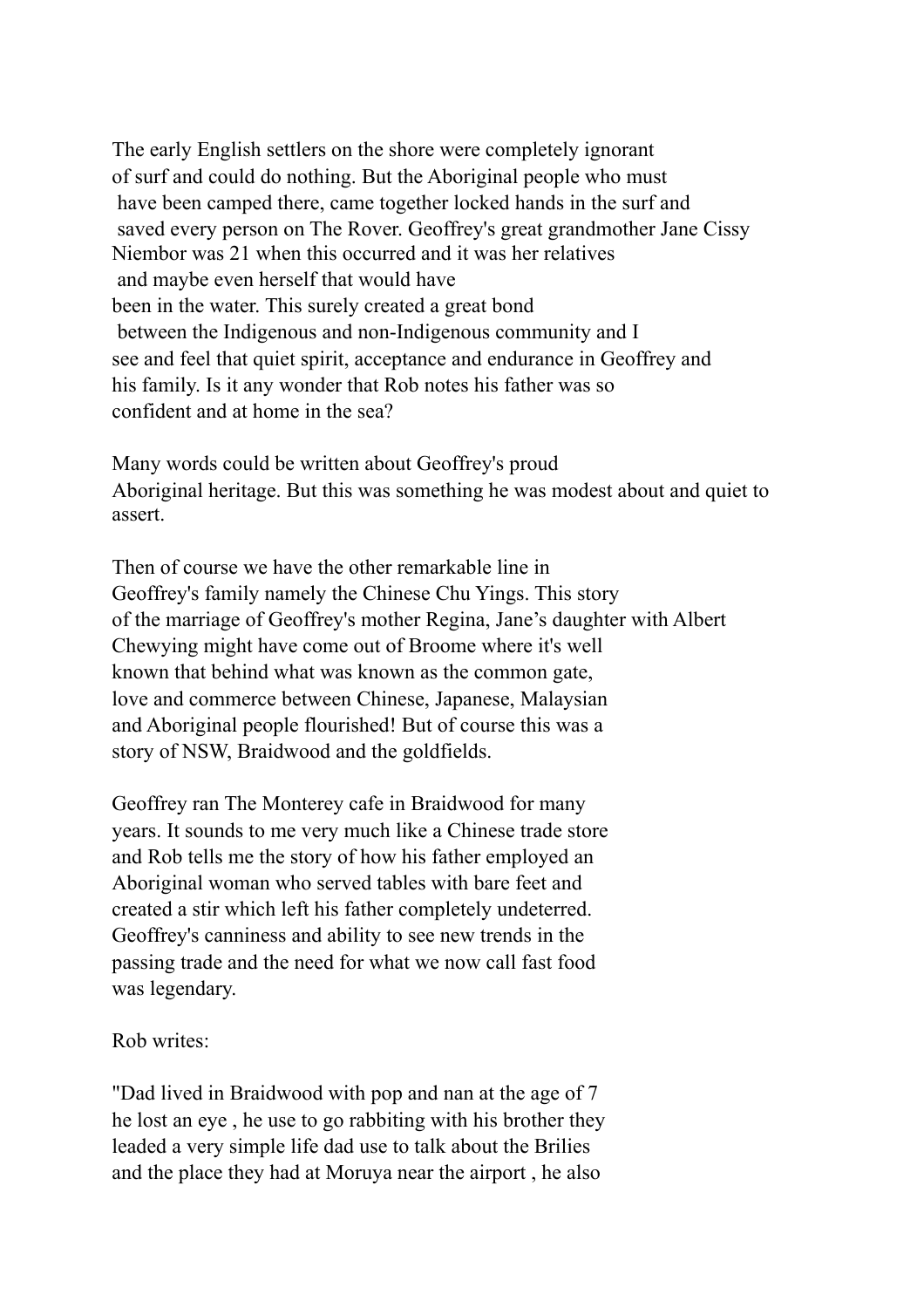The early English settlers on the shore were completely ignorant of surf and could do nothing. But the Aboriginal people who must have been camped there, came together locked hands in the surf and saved every person on The Rover. Geoffrey's great grandmother Jane Cissy Niembor was 21 when this occurred and it was her relatives and maybe even herself that would have been in the water. This surely created a great bond between the Indigenous and non-Indigenous community and I see and feel that quiet spirit, acceptance and endurance in Geoffrey and his family. Is it any wonder that Rob notes his father was so confident and at home in the sea?

Many words could be written about Geoffrey's proud Aboriginal heritage. But this was something he was modest about and quiet to assert.

Then of course we have the other remarkable line in Geoffrey's family namely the Chinese Chu Yings. This story of the marriage of Geoffrey's mother Regina, Jane's daughter with Albert Chewying might have come out of Broome where it's well known that behind what was known as the common gate, love and commerce between Chinese, Japanese, Malaysian and Aboriginal people flourished! But of course this was a story of NSW, Braidwood and the goldfields.

Geoffrey ran The Monterey cafe in Braidwood for many years. It sounds to me very much like a Chinese trade store and Rob tells me the story of how his father employed an Aboriginal woman who served tables with bare feet and created a stir which left his father completely undeterred. Geoffrey's canniness and ability to see new trends in the passing trade and the need for what we now call fast food was legendary.

Rob writes:

"Dad lived in Braidwood with pop and nan at the age of 7 he lost an eye , he use to go rabbiting with his brother they leaded a very simple life dad use to talk about the Brilies and the place they had at Moruya near the airport , he also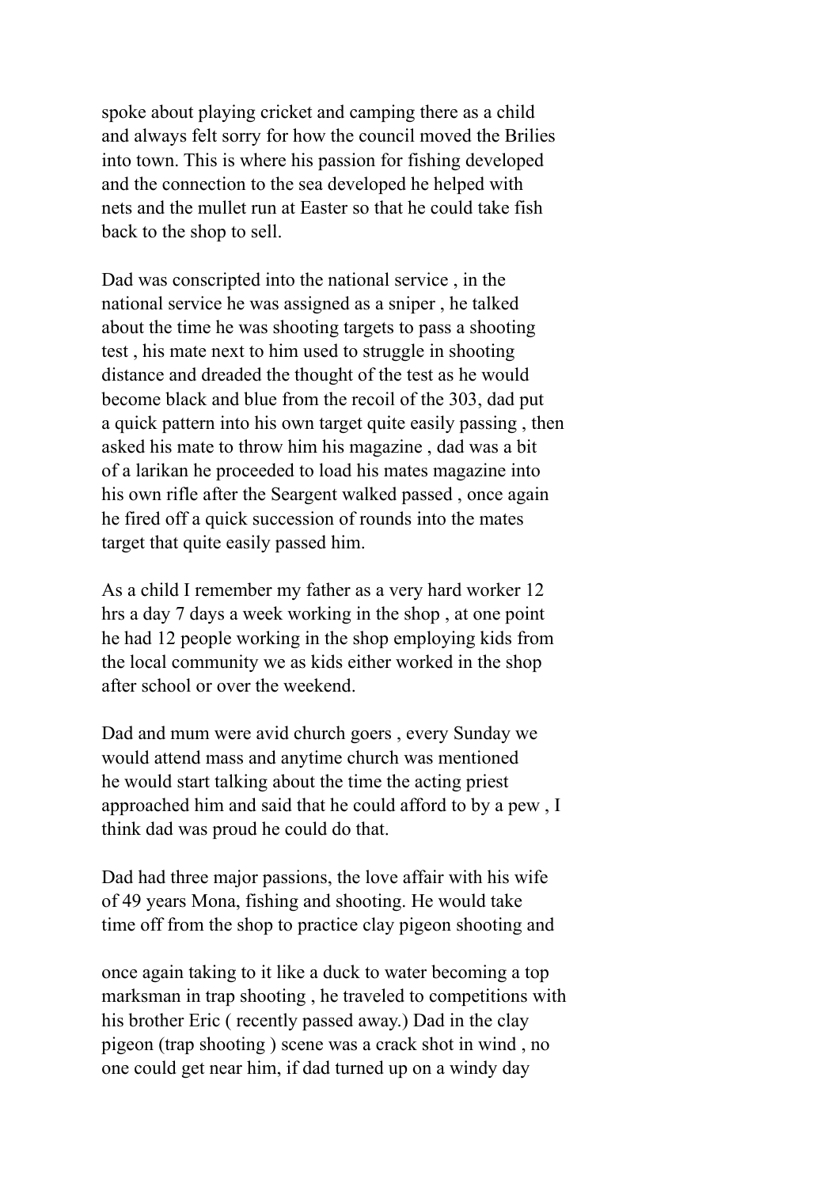spoke about playing cricket and camping there as a child and always felt sorry for how the council moved the Brilies into town. This is where his passion for fishing developed and the connection to the sea developed he helped with nets and the mullet run at Easter so that he could take fish back to the shop to sell.

Dad was conscripted into the national service , in the national service he was assigned as a sniper , he talked about the time he was shooting targets to pass a shooting test , his mate next to him used to struggle in shooting distance and dreaded the thought of the test as he would become black and blue from the recoil of the 303, dad put a quick pattern into his own target quite easily passing , then asked his mate to throw him his magazine , dad was a bit of a larikan he proceeded to load his mates magazine into his own rifle after the Seargent walked passed , once again he fired off a quick succession of rounds into the mates target that quite easily passed him.

As a child I remember my father as a very hard worker 12 hrs a day 7 days a week working in the shop , at one point he had 12 people working in the shop employing kids from the local community we as kids either worked in the shop after school or over the weekend.

Dad and mum were avid church goers , every Sunday we would attend mass and anytime church was mentioned he would start talking about the time the acting priest approached him and said that he could afford to by a pew , I think dad was proud he could do that.

Dad had three major passions, the love affair with his wife of 49 years Mona, fishing and shooting. He would take time off from the shop to practice clay pigeon shooting and

once again taking to it like a duck to water becoming a top marksman in trap shooting , he traveled to competitions with his brother Eric ( recently passed away.) Dad in the clay pigeon (trap shooting ) scene was a crack shot in wind , no one could get near him, if dad turned up on a windy day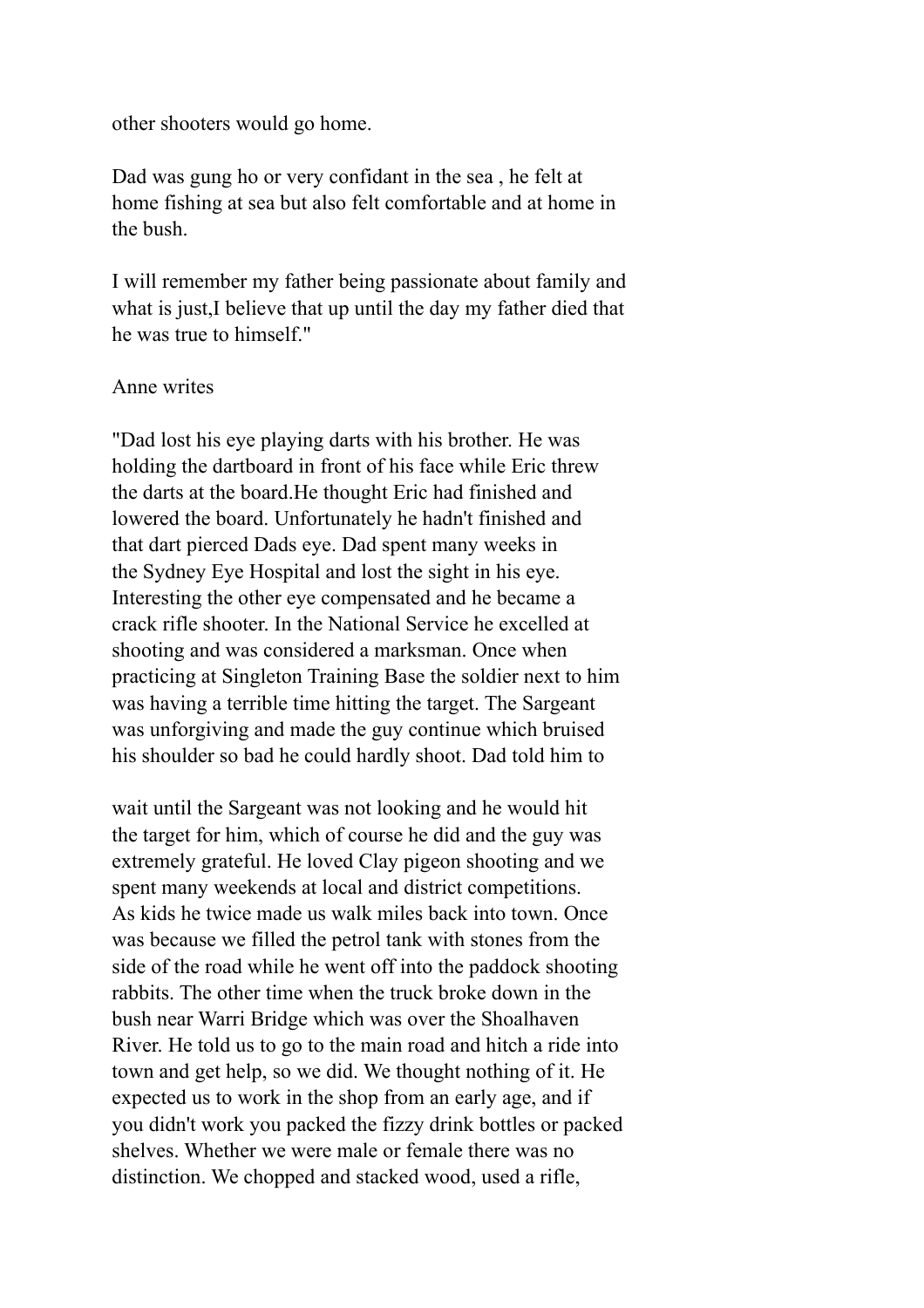other shooters would go home.

Dad was gung ho or very confidant in the sea , he felt at home fishing at sea but also felt comfortable and at home in the bush.

I will remember my father being passionate about family and what is just,I believe that up until the day my father died that he was true to himself."

Anne writes

"Dad lost his eye playing darts with his brother. He was holding the dartboard in front of his face while Eric threw the darts at the board.He thought Eric had finished and lowered the board. Unfortunately he hadn't finished and that dart pierced Dads eye. Dad spent many weeks in the Sydney Eye Hospital and lost the sight in his eye. Interesting the other eye compensated and he became a crack rifle shooter. In the National Service he excelled at shooting and was considered a marksman. Once when practicing at Singleton Training Base the soldier next to him was having a terrible time hitting the target. The Sargeant was unforgiving and made the guy continue which bruised his shoulder so bad he could hardly shoot. Dad told him to wait until the Sargeant was not looking and he would hit the target for him, which of course he did and the guy was extremely grateful. He loved Clay pigeon shooting and we spent many weekends at local and district competitions. As kids he twice made us walk miles back into town. Once was because we filled the petrol tank with stones from the side of the road while he went off into the paddock shooting rabbits. The other time when the truck broke down in the bush near Warri Bridge which was over the Shoalhaven River. He told us to go to the main road and hitch a ride into town and get help, so we did. We thought nothing of it. He expected us to work in the shop from an early age, and if you didn't work you packed the fizzy drink bottles or packed shelves. Whether we were male or female there was no distinction. We chopped and stacked wood, used a rifle,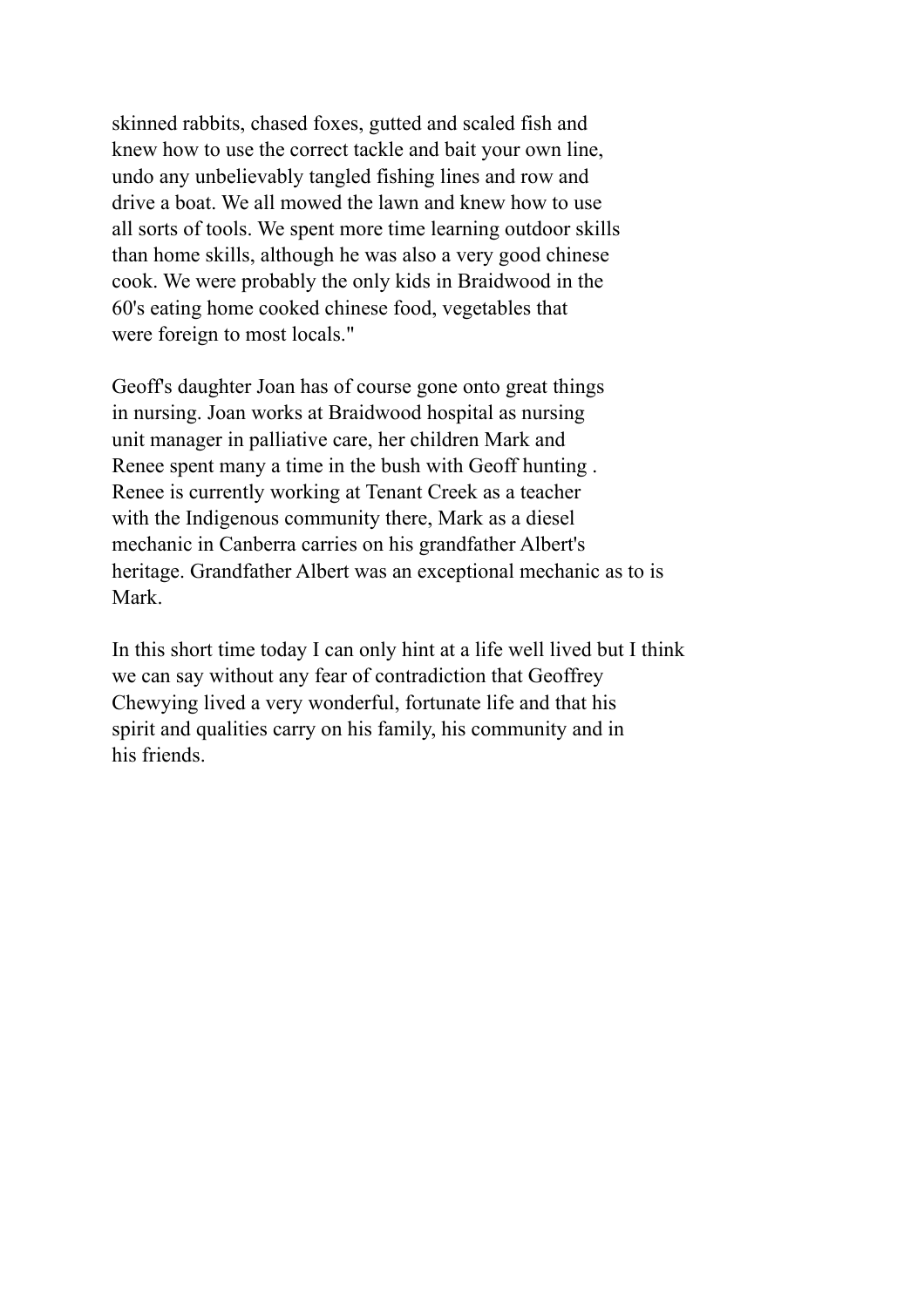skinned rabbits, chased foxes, gutted and scaled fish and knew how to use the correct tackle and bait your own line, undo any unbelievably tangled fishing lines and row and drive a boat. We all mowed the lawn and knew how to use all sorts of tools. We spent more time learning outdoor skills than home skills, although he was also a very good chinese cook. We were probably the only kids in Braidwood in the 60's eating home cooked chinese food, vegetables that were foreign to most locals."

Geoff's daughter Joan has of course gone onto great things in nursing. Joan works at Braidwood hospital as nursing unit manager in palliative care, her children Mark and Renee spent many a time in the bush with Geoff hunting . Renee is currently working at Tenant Creek as a teacher with the Indigenous community there, Mark as a diesel mechanic in Canberra carries on his grandfather Albert's heritage. Grandfather Albert was an exceptional mechanic as to is Mark.

In this short time today I can only hint at a life well lived but I think we can say without any fear of contradiction that Geoffrey Chewying lived a very wonderful, fortunate life and that his spirit and qualities carry on his family, his community and in his friends.